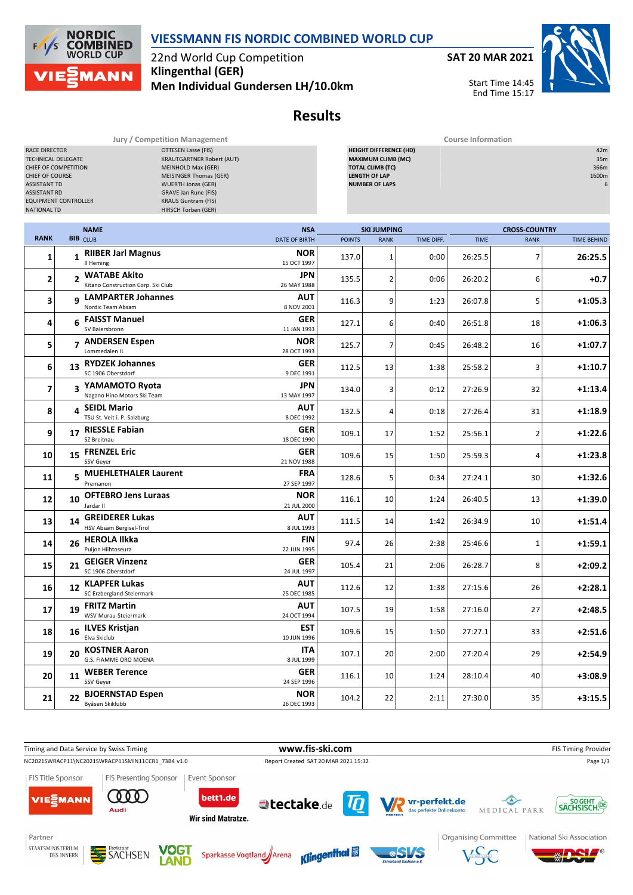# VIESSMANN FIS NORDIC COMBINED WORLD CUP

22nd World Cup Competition
**Klingenthal (GER)**
**Men Individual Gundersen LH/10.0km**

**SAT 20 MAR 2021**

Start Time 14:45
End Time 15:17

## Results

| Jury / Competition Management | |
|---|---|
| RACE DIRECTOR | OTTESEN Lasse (FIS) |
| TECHNICAL DELEGATE | KRAUTGARTNER Robert (AUT) |
| CHIEF OF COMPETITION | MEINHOLD Max (GER) |
| CHIEF OF COURSE | MEISINGER Thomas (GER) |
| ASSISTANT TD | WUERTH Jonas (GER) |
| ASSISTANT RD | GRAVE Jan Rune (FIS) |
| EQUIPMENT CONTROLLER | KRAUS Guntram (FIS) |
| NATIONAL TD | HIRSCH Torben (GER) |

| Course Information | |
|---|---|
| HEIGHT DIFFERENCE (HD) | 42m |
| MAXIMUM CLIMB (MC) | 35m |
| TOTAL CLIMB (TC) | 366m |
| LENGTH OF LAP | 1600m |
| NUMBER OF LAPS | 6 |

| RANK | BIB | NAME / CLUB | NSA / DATE OF BIRTH | SKI JUMPING POINTS | SKI JUMPING RANK | SKI JUMPING TIME DIFF. | CROSS-COUNTRY TIME | CROSS-COUNTRY RANK | CROSS-COUNTRY TIME BEHIND |
|---|---|---|---|---|---|---|---|---|---|
| 1 | 1 | **RIIBER Jarl Magnus** Il Heming | NOR 15 OCT 1997 | 137.0 | 1 | 0:00 | 26:25.5 | 7 | **26:25.5** |
| 2 | 2 | **WATABE Akito** Kitano Construction Corp. Ski Club | JPN 26 MAY 1988 | 135.5 | 2 | 0:06 | 26:20.2 | 6 | **+0.7** |
| 3 | 9 | **LAMPARTER Johannes** Nordic Team Absam | AUT 8 NOV 2001 | 116.3 | 9 | 1:23 | 26:07.8 | 5 | **+1:05.3** |
| 4 | 6 | **FAISST Manuel** SV Baiersbronn | GER 11 JAN 1993 | 127.1 | 6 | 0:40 | 26:51.8 | 18 | **+1:06.3** |
| 5 | 7 | **ANDERSEN Espen** Lommedalen IL | NOR 28 OCT 1993 | 125.7 | 7 | 0:45 | 26:48.2 | 16 | **+1:07.7** |
| 6 | 13 | **RYDZEK Johannes** SC 1906 Oberstdorf | GER 9 DEC 1991 | 112.5 | 13 | 1:38 | 25:58.2 | 3 | **+1:10.7** |
| 7 | 3 | **YAMAMOTO Ryota** Nagano Hino Motors Ski Team | JPN 13 MAY 1997 | 134.0 | 3 | 0:12 | 27:26.9 | 32 | **+1:13.4** |
| 8 | 4 | **SEIDL Mario** TSU St. Veit i. P.-Salzburg | AUT 8 DEC 1992 | 132.5 | 4 | 0:18 | 27:26.4 | 31 | **+1:18.9** |
| 9 | 17 | **RIESSLE Fabian** SZ Breitnau | GER 18 DEC 1990 | 109.1 | 17 | 1:52 | 25:56.1 | 2 | **+1:22.6** |
| 10 | 15 | **FRENZEL Eric** SSV Geyer | GER 21 NOV 1988 | 109.6 | 15 | 1:50 | 25:59.3 | 4 | **+1:23.8** |
| 11 | 5 | **MUEHLETHALER Laurent** Premanon | FRA 27 SEP 1997 | 128.6 | 5 | 0:34 | 27:24.1 | 30 | **+1:32.6** |
| 12 | 10 | **OFTEBRO Jens Luraas** Jardar Il | NOR 21 JUL 2000 | 116.1 | 10 | 1:24 | 26:40.5 | 13 | **+1:39.0** |
| 13 | 14 | **GREIDERER Lukas** HSV Absam Bergisel-Tirol | AUT 8 JUL 1993 | 111.5 | 14 | 1:42 | 26:34.9 | 10 | **+1:51.4** |
| 14 | 26 | **HEROLA Ilkka** Puijon Hiihtoseura | FIN 22 JUN 1995 | 97.4 | 26 | 2:38 | 25:46.6 | 1 | **+1:59.1** |
| 15 | 21 | **GEIGER Vinzenz** SC 1906 Oberstdorf | GER 24 JUL 1997 | 105.4 | 21 | 2:06 | 26:28.7 | 8 | **+2:09.2** |
| 16 | 12 | **KLAPFER Lukas** SC Erzbergland-Steiermark | AUT 25 DEC 1985 | 112.6 | 12 | 1:38 | 27:15.6 | 26 | **+2:28.1** |
| 17 | 19 | **FRITZ Martin** WSV Murau-Steiermark | AUT 24 OCT 1994 | 107.5 | 19 | 1:58 | 27:16.0 | 27 | **+2:48.5** |
| 18 | 16 | **ILVES Kristjan** Elva Skiclub | EST 10 JUN 1996 | 109.6 | 15 | 1:50 | 27:27.1 | 33 | **+2:51.6** |
| 19 | 20 | **KOSTNER Aaron** G.S. FIAMME ORO MOENA | ITA 8 JUL 1999 | 107.1 | 20 | 2:00 | 27:20.4 | 29 | **+2:54.9** |
| 20 | 11 | **WEBER Terence** SSV Geyer | GER 24 SEP 1996 | 116.1 | 10 | 1:24 | 28:10.4 | 40 | **+3:08.9** |
| 21 | 22 | **BJOERNSTAD Espen** Byåsen Skiklubb | NOR 26 DEC 1993 | 104.2 | 22 | 2:11 | 27:30.0 | 35 | **+3:15.5** |

Timing and Data Service by Swiss Timing — www.fis-ski.com — FIS Timing Provider

NC2021SWRACP11\NC2021SWRACP11SMIN11CCR1_73B4 v1.0 — Report Created SAT 20 MAR 2021 15:32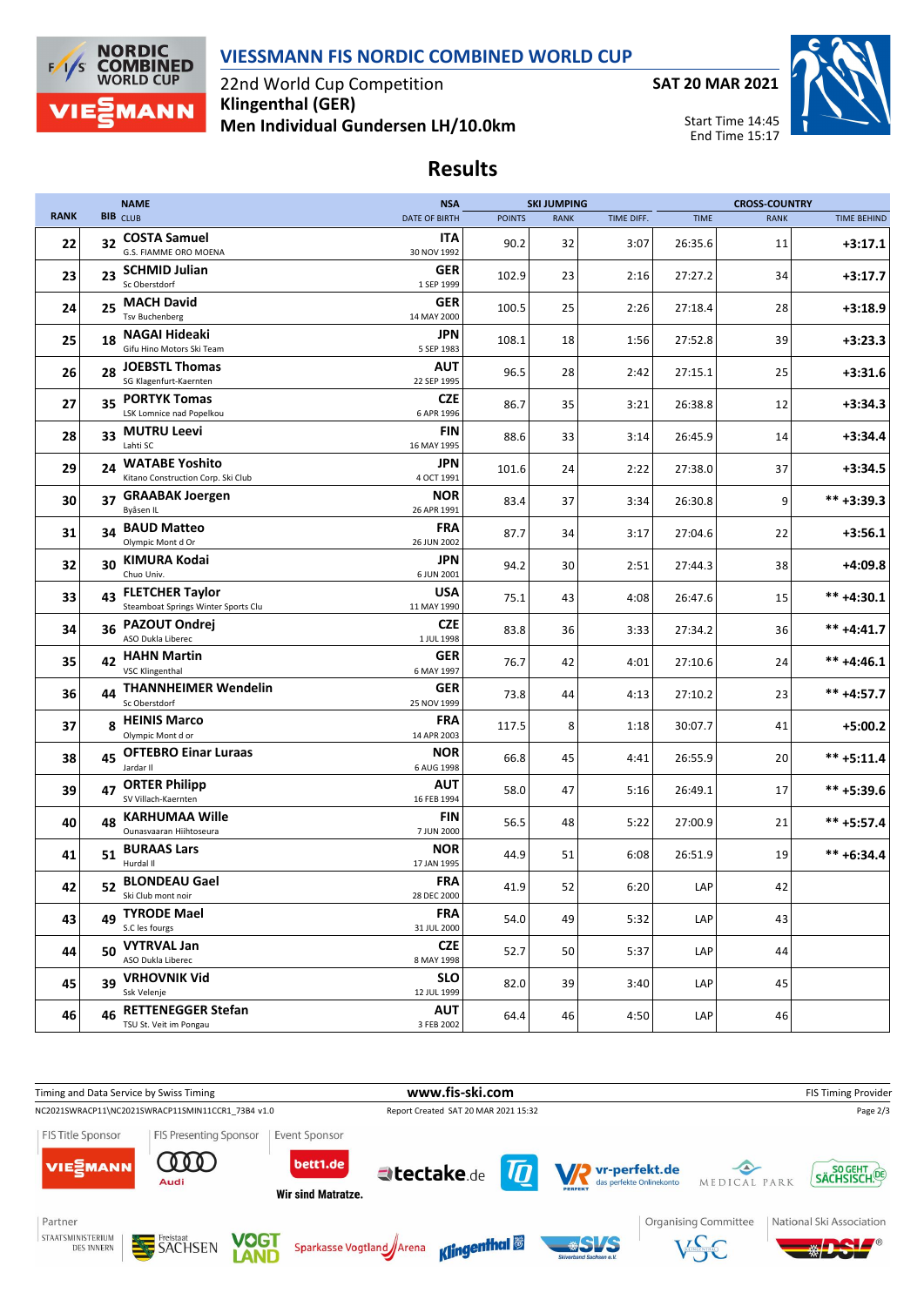# VIESSMANN FIS NORDIC COMBINED WORLD CUP

22nd World Cup Competition
**Klingenthal (GER)**
**Men Individual Gundersen LH/10.0km**

**SAT 20 MAR 2021**

Start Time 14:45
End Time 15:17

## Results

| RANK | BIB | NAME / CLUB | NSA / DATE OF BIRTH | SKI JUMPING POINTS | SKI JUMPING RANK | SKI JUMPING TIME DIFF. | CROSS-COUNTRY TIME | CROSS-COUNTRY RANK | CROSS-COUNTRY TIME BEHIND |
|---|---|---|---|---|---|---|---|---|---|
| 22 | 32 | **COSTA Samuel** G.S. FIAMME ORO MOENA | **ITA** 30 NOV 1992 | 90.2 | 32 | 3:07 | 26:35.6 | 11 | **+3:17.1** |
| 23 | 23 | **SCHMID Julian** Sc Oberstdorf | **GER** 1 SEP 1999 | 102.9 | 23 | 2:16 | 27:27.2 | 34 | **+3:17.7** |
| 24 | 25 | **MACH David** Tsv Buchenberg | **GER** 14 MAY 2000 | 100.5 | 25 | 2:26 | 27:18.4 | 28 | **+3:18.9** |
| 25 | 18 | **NAGAI Hideaki** Gifu Hino Motors Ski Team | **JPN** 5 SEP 1983 | 108.1 | 18 | 1:56 | 27:52.8 | 39 | **+3:23.3** |
| 26 | 28 | **JOEBSTL Thomas** SG Klagenfurt-Kaernten | **AUT** 22 SEP 1995 | 96.5 | 28 | 2:42 | 27:15.1 | 25 | **+3:31.6** |
| 27 | 35 | **PORTYK Tomas** LSK Lomnice nad Popelkou | **CZE** 6 APR 1996 | 86.7 | 35 | 3:21 | 26:38.8 | 12 | **+3:34.3** |
| 28 | 33 | **MUTRU Leevi** Lahti SC | **FIN** 16 MAY 1995 | 88.6 | 33 | 3:14 | 26:45.9 | 14 | **+3:34.4** |
| 29 | 24 | **WATABE Yoshito** Kitano Construction Corp. Ski Club | **JPN** 4 OCT 1991 | 101.6 | 24 | 2:22 | 27:38.0 | 37 | **+3:34.5** |
| 30 | 37 | **GRAABAK Joergen** Byåsen IL | **NOR** 26 APR 1991 | 83.4 | 37 | 3:34 | 26:30.8 | 9 | ** **+3:39.3** |
| 31 | 34 | **BAUD Matteo** Olympic Mont d Or | **FRA** 26 JUN 2002 | 87.7 | 34 | 3:17 | 27:04.6 | 22 | **+3:56.1** |
| 32 | 30 | **KIMURA Kodai** Chuo Univ. | **JPN** 6 JUN 2001 | 94.2 | 30 | 2:51 | 27:44.3 | 38 | **+4:09.8** |
| 33 | 43 | **FLETCHER Taylor** Steamboat Springs Winter Sports Clu | **USA** 11 MAY 1990 | 75.1 | 43 | 4:08 | 26:47.6 | 15 | ** **+4:30.1** |
| 34 | 36 | **PAZOUT Ondrej** ASO Dukla Liberec | **CZE** 1 JUL 1998 | 83.8 | 36 | 3:33 | 27:34.2 | 36 | ** **+4:41.7** |
| 35 | 42 | **HAHN Martin** VSC Klingenthal | **GER** 6 MAY 1997 | 76.7 | 42 | 4:01 | 27:10.6 | 24 | ** **+4:46.1** |
| 36 | 44 | **THANNHEIMER Wendelin** Sc Oberstdorf | **GER** 25 NOV 1999 | 73.8 | 44 | 4:13 | 27:10.2 | 23 | ** **+4:57.7** |
| 37 | 8 | **HEINIS Marco** Olympic Mont d or | **FRA** 14 APR 2003 | 117.5 | 8 | 1:18 | 30:07.7 | 41 | **+5:00.2** |
| 38 | 45 | **OFTEBRO Einar Luraas** Jardar Il | **NOR** 6 AUG 1998 | 66.8 | 45 | 4:41 | 26:55.9 | 20 | ** **+5:11.4** |
| 39 | 47 | **ORTER Philipp** SV Villach-Kaernten | **AUT** 16 FEB 1994 | 58.0 | 47 | 5:16 | 26:49.1 | 17 | ** **+5:39.6** |
| 40 | 48 | **KARHUMAA Wille** Ounasvaaran Hiihtoseura | **FIN** 7 JUN 2000 | 56.5 | 48 | 5:22 | 27:00.9 | 21 | ** **+5:57.4** |
| 41 | 51 | **BURAAS Lars** Hurdal Il | **NOR** 17 JAN 1995 | 44.9 | 51 | 6:08 | 26:51.9 | 19 | ** **+6:34.4** |
| 42 | 52 | **BLONDEAU Gael** Ski Club mont noir | **FRA** 28 DEC 2000 | 41.9 | 52 | 6:20 | LAP | 42 | |
| 43 | 49 | **TYRODE Mael** S.C les fourgs | **FRA** 31 JUL 2000 | 54.0 | 49 | 5:32 | LAP | 43 | |
| 44 | 50 | **VYTRVAL Jan** ASO Dukla Liberec | **CZE** 8 MAY 1998 | 52.7 | 50 | 5:37 | LAP | 44 | |
| 45 | 39 | **VRHOVNIK Vid** Ssk Velenje | **SLO** 12 JUL 1999 | 82.0 | 39 | 3:40 | LAP | 45 | |
| 46 | 46 | **RETTENEGGER Stefan** TSU St. Veit im Pongau | **AUT** 3 FEB 2002 | 64.4 | 46 | 4:50 | LAP | 46 | |

Timing and Data Service by Swiss Timing — www.fis-ski.com — FIS Timing Provider

NC2021SWRACP11\NC2021SWRACP11SMIN11CCR1_73B4 v1.0 — Report Created SAT 20 MAR 2021 15:32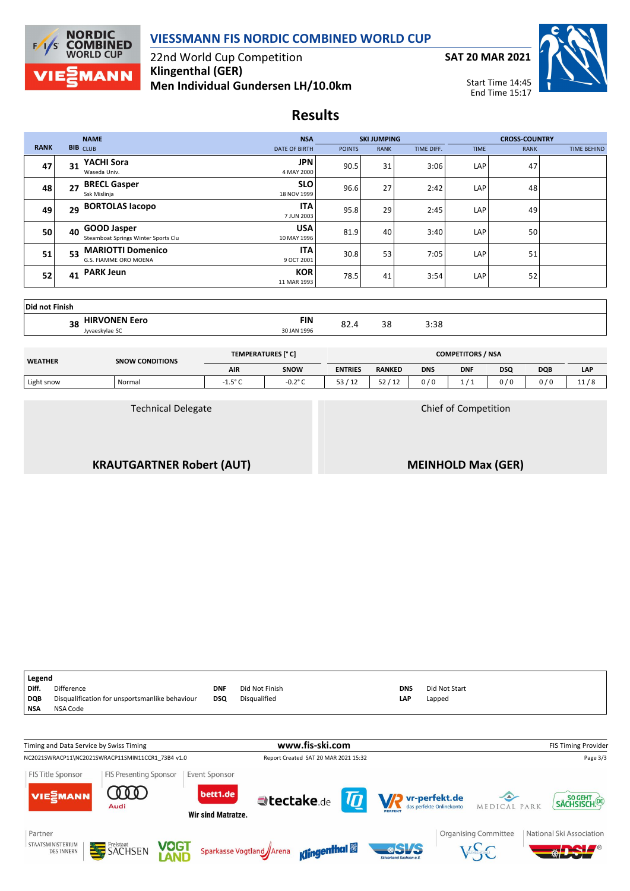# VIESSMANN FIS NORDIC COMBINED WORLD CUP

22nd World Cup Competition
**Klingenthal (GER)**
**Men Individual Gundersen LH/10.0km**

**SAT 20 MAR 2021**

Start Time 14:45
End Time 15:17

## Results

| RANK | BIB | NAME / CLUB | NSA / DATE OF BIRTH | SKI JUMPING POINTS | SKI JUMPING RANK | SKI JUMPING TIME DIFF. | CROSS-COUNTRY TIME | CROSS-COUNTRY RANK | CROSS-COUNTRY TIME BEHIND |
|---|---|---|---|---|---|---|---|---|---|
| 47 | 31 | **YACHI Sora** Waseda Univ. | **JPN** 4 MAY 2000 | 90.5 | 31 | 3:06 | LAP | 47 | |
| 48 | 27 | **BRECL Gasper** Ssk Mislinja | **SLO** 18 NOV 1999 | 96.6 | 27 | 2:42 | LAP | 48 | |
| 49 | 29 | **BORTOLAS Iacopo** | **ITA** 7 JUN 2003 | 95.8 | 29 | 2:45 | LAP | 49 | |
| 50 | 40 | **GOOD Jasper** Steamboat Springs Winter Sports Clu | **USA** 10 MAY 1996 | 81.9 | 40 | 3:40 | LAP | 50 | |
| 51 | 53 | **MARIOTTI Domenico** G.S. FIAMME ORO MOENA | **ITA** 9 OCT 2001 | 30.8 | 53 | 7:05 | LAP | 51 | |
| 52 | 41 | **PARK Jeun** | **KOR** 11 MAR 1993 | 78.5 | 41 | 3:54 | LAP | 52 | |

**Did not Finish**

| | BIB | NAME / CLUB | NSA / DATE OF BIRTH | POINTS | RANK | TIME DIFF. |
|---|---|---|---|---|---|---|
| | 38 | **HIRVONEN Eero** Jyvaeskylae SC | **FIN** 30 JAN 1996 | 82.4 | 38 | 3:38 |

| WEATHER | SNOW CONDITIONS | TEMPERATURES [° C] AIR | SNOW | COMPETITORS / NSA ENTRIES | RANKED | DNS | DNF | DSQ | DQB | LAP |
|---|---|---|---|---|---|---|---|---|---|---|
| Light snow | Normal | -1.5° C | -0.2° C | 53 / 12 | 52 / 12 | 0 / 0 | 1 / 1 | 0 / 0 | 0 / 0 | 11 / 8 |

| Technical Delegate | Chief of Competition |
|---|---|
| **KRAUTGARTNER Robert (AUT)** | **MEINHOLD Max (GER)** |

**Legend**

| | | | | | |
|---|---|---|---|---|---|
| **Diff.** | Difference | **DNF** | Did Not Finish | **DNS** | Did Not Start |
| **DQB** | Disqualification for unsportsmanlike behaviour | **DSQ** | Disqualified | **LAP** | Lapped |
| **NSA** | NSA Code | | | | |

Timing and Data Service by Swiss Timing — www.fis-ski.com — FIS Timing Provider

NC2021SWRACP11\NC2021SWRACP11SMIN11CCR1_73B4 v1.0 — Report Created SAT 20 MAR 2021 15:32